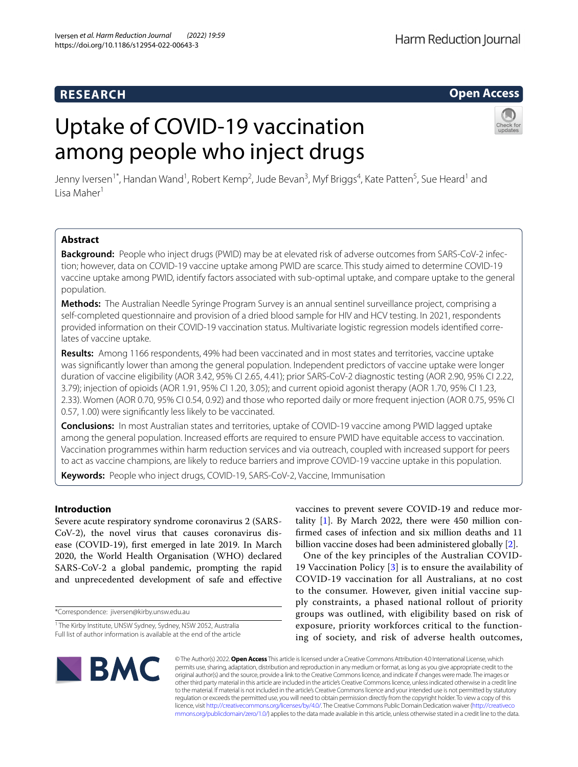RESEARCH

Open Access

# Uptake of COVID-19 vaccination among people who inject drugs

Jenny Iversen[1*], Handan Wand[1], Robert Kemp[2], Jude Bevan[3], Myf Briggs[4], Kate Patten[5], Sue Heard[1] and Lisa Maher[1]

## Abstract

**Background:** People who inject drugs (PWID) may be at elevated risk of adverse outcomes from SARS-CoV-2 infection; however, data on COVID-19 vaccine uptake among PWID are scarce. This study aimed to determine COVID-19 vaccine uptake among PWID, identify factors associated with sub-optimal uptake, and compare uptake to the general population.

**Methods:** The Australian Needle Syringe Program Survey is an annual sentinel surveillance project, comprising a self-completed questionnaire and provision of a dried blood sample for HIV and HCV testing. In 2021, respondents provided information on their COVID-19 vaccination status. Multivariate logistic regression models identified correlates of vaccine uptake.

**Results:** Among 1166 respondents, 49% had been vaccinated and in most states and territories, vaccine uptake was significantly lower than among the general population. Independent predictors of vaccine uptake were longer duration of vaccine eligibility (AOR 3.42, 95% CI 2.65, 4.41); prior SARS-CoV-2 diagnostic testing (AOR 2.90, 95% CI 2.22, 3.79); injection of opioids (AOR 1.91, 95% CI 1.20, 3.05); and current opioid agonist therapy (AOR 1.70, 95% CI 1.23, 2.33). Women (AOR 0.70, 95% CI 0.54, 0.92) and those who reported daily or more frequent injection (AOR 0.75, 95% CI 0.57, 1.00) were significantly less likely to be vaccinated.

**Conclusions:** In most Australian states and territories, uptake of COVID-19 vaccine among PWID lagged uptake among the general population. Increased efforts are required to ensure PWID have equitable access to vaccination. Vaccination programmes within harm reduction services and via outreach, coupled with increased support for peers to act as vaccine champions, are likely to reduce barriers and improve COVID-19 vaccine uptake in this population.

**Keywords:** People who inject drugs, COVID-19, SARS-CoV-2, Vaccine, Immunisation

## Introduction

Severe acute respiratory syndrome coronavirus 2 (SARS-CoV-2), the novel virus that causes coronavirus disease (COVID-19), first emerged in late 2019. In March 2020, the World Health Organisation (WHO) declared SARS-CoV-2 a global pandemic, prompting the rapid and unprecedented development of safe and effective vaccines to prevent severe COVID-19 and reduce mortality [1]. By March 2022, there were 450 million confirmed cases of infection and six million deaths and 11 billion vaccine doses had been administered globally [2].

One of the key principles of the Australian COVID-19 Vaccination Policy [3] is to ensure the availability of COVID-19 vaccination for all Australians, at no cost to the consumer. However, given initial vaccine supply constraints, a phased national rollout of priority groups was outlined, with eligibility based on risk of exposure, priority workforces critical to the functioning of society, and risk of adverse health outcomes,

*Correspondence: jiversen@kirby.unsw.edu.au

[1] The Kirby Institute, UNSW Sydney, Sydney, NSW 2052, Australia
Full list of author information is available at the end of the article

© The Author(s) 2022. **Open Access** This article is licensed under a Creative Commons Attribution 4.0 International License, which permits use, sharing, adaptation, distribution and reproduction in any medium or format, as long as you give appropriate credit to the original author(s) and the source, provide a link to the Creative Commons licence, and indicate if changes were made. The images or other third party material in this article are included in the article's Creative Commons licence, unless indicated otherwise in a credit line to the material. If material is not included in the article's Creative Commons licence and your intended use is not permitted by statutory regulation or exceeds the permitted use, you will need to obtain permission directly from the copyright holder. To view a copy of this licence, visit http://creativecommons.org/licenses/by/4.0/. The Creative Commons Public Domain Dedication waiver (http://creativecommons.org/publicdomain/zero/1.0/) applies to the data made available in this article, unless otherwise stated in a credit line to the data.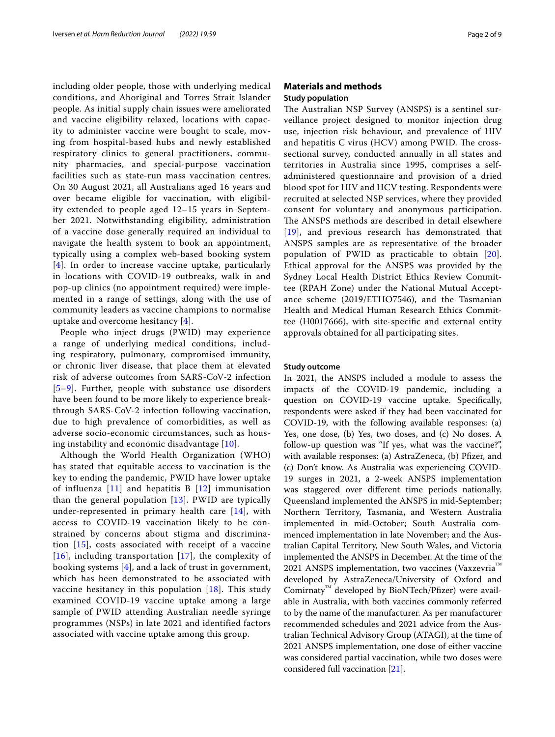including older people, those with underlying medical conditions, and Aboriginal and Torres Strait Islander people. As initial supply chain issues were ameliorated and vaccine eligibility relaxed, locations with capacity to administer vaccine were bought to scale, moving from hospital-based hubs and newly established respiratory clinics to general practitioners, community pharmacies, and special-purpose vaccination facilities such as state-run mass vaccination centres. On 30 August 2021, all Australians aged 16 years and over became eligible for vaccination, with eligibility extended to people aged 12–15 years in September 2021. Notwithstanding eligibility, administration of a vaccine dose generally required an individual to navigate the health system to book an appointment, typically using a complex web-based booking system [4]. In order to increase vaccine uptake, particularly in locations with COVID-19 outbreaks, walk in and pop-up clinics (no appointment required) were implemented in a range of settings, along with the use of community leaders as vaccine champions to normalise uptake and overcome hesitancy [4].

People who inject drugs (PWID) may experience a range of underlying medical conditions, including respiratory, pulmonary, compromised immunity, or chronic liver disease, that place them at elevated risk of adverse outcomes from SARS-CoV-2 infection [5–9]. Further, people with substance use disorders have been found to be more likely to experience breakthrough SARS-CoV-2 infection following vaccination, due to high prevalence of comorbidities, as well as adverse socio-economic circumstances, such as housing instability and economic disadvantage [10].

Although the World Health Organization (WHO) has stated that equitable access to vaccination is the key to ending the pandemic, PWID have lower uptake of influenza [11] and hepatitis B [12] immunisation than the general population [13]. PWID are typically under-represented in primary health care [14], with access to COVID-19 vaccination likely to be constrained by concerns about stigma and discrimination [15], costs associated with receipt of a vaccine [16], including transportation [17], the complexity of booking systems [4], and a lack of trust in government, which has been demonstrated to be associated with vaccine hesitancy in this population [18]. This study examined COVID-19 vaccine uptake among a large sample of PWID attending Australian needle syringe programmes (NSPs) in late 2021 and identified factors associated with vaccine uptake among this group.

## Materials and methods

### Study population

The Australian NSP Survey (ANSPS) is a sentinel surveillance project designed to monitor injection drug use, injection risk behaviour, and prevalence of HIV and hepatitis C virus (HCV) among PWID. The cross-sectional survey, conducted annually in all states and territories in Australia since 1995, comprises a self-administered questionnaire and provision of a dried blood spot for HIV and HCV testing. Respondents were recruited at selected NSP services, where they provided consent for voluntary and anonymous participation. The ANSPS methods are described in detail elsewhere [19], and previous research has demonstrated that ANSPS samples are as representative of the broader population of PWID as practicable to obtain [20]. Ethical approval for the ANSPS was provided by the Sydney Local Health District Ethics Review Committee (RPAH Zone) under the National Mutual Acceptance scheme (2019/ETHO7546), and the Tasmanian Health and Medical Human Research Ethics Committee (H0017666), with site-specific and external entity approvals obtained for all participating sites.

### Study outcome

In 2021, the ANSPS included a module to assess the impacts of the COVID-19 pandemic, including a question on COVID-19 vaccine uptake. Specifically, respondents were asked if they had been vaccinated for COVID-19, with the following available responses: (a) Yes, one dose, (b) Yes, two doses, and (c) No doses. A follow-up question was "If yes, what was the vaccine?", with available responses: (a) AstraZeneca, (b) Pfizer, and (c) Don't know. As Australia was experiencing COVID-19 surges in 2021, a 2-week ANSPS implementation was staggered over different time periods nationally. Queensland implemented the ANSPS in mid-September; Northern Territory, Tasmania, and Western Australia implemented in mid-October; South Australia commenced implementation in late November; and the Australian Capital Territory, New South Wales, and Victoria implemented the ANSPS in December. At the time of the 2021 ANSPS implementation, two vaccines (Vaxzevria™ developed by AstraZeneca/University of Oxford and Comirnaty™ developed by BioNTech/Pfizer) were available in Australia, with both vaccines commonly referred to by the name of the manufacturer. As per manufacturer recommended schedules and 2021 advice from the Australian Technical Advisory Group (ATAGI), at the time of 2021 ANSPS implementation, one dose of either vaccine was considered partial vaccination, while two doses were considered full vaccination [21].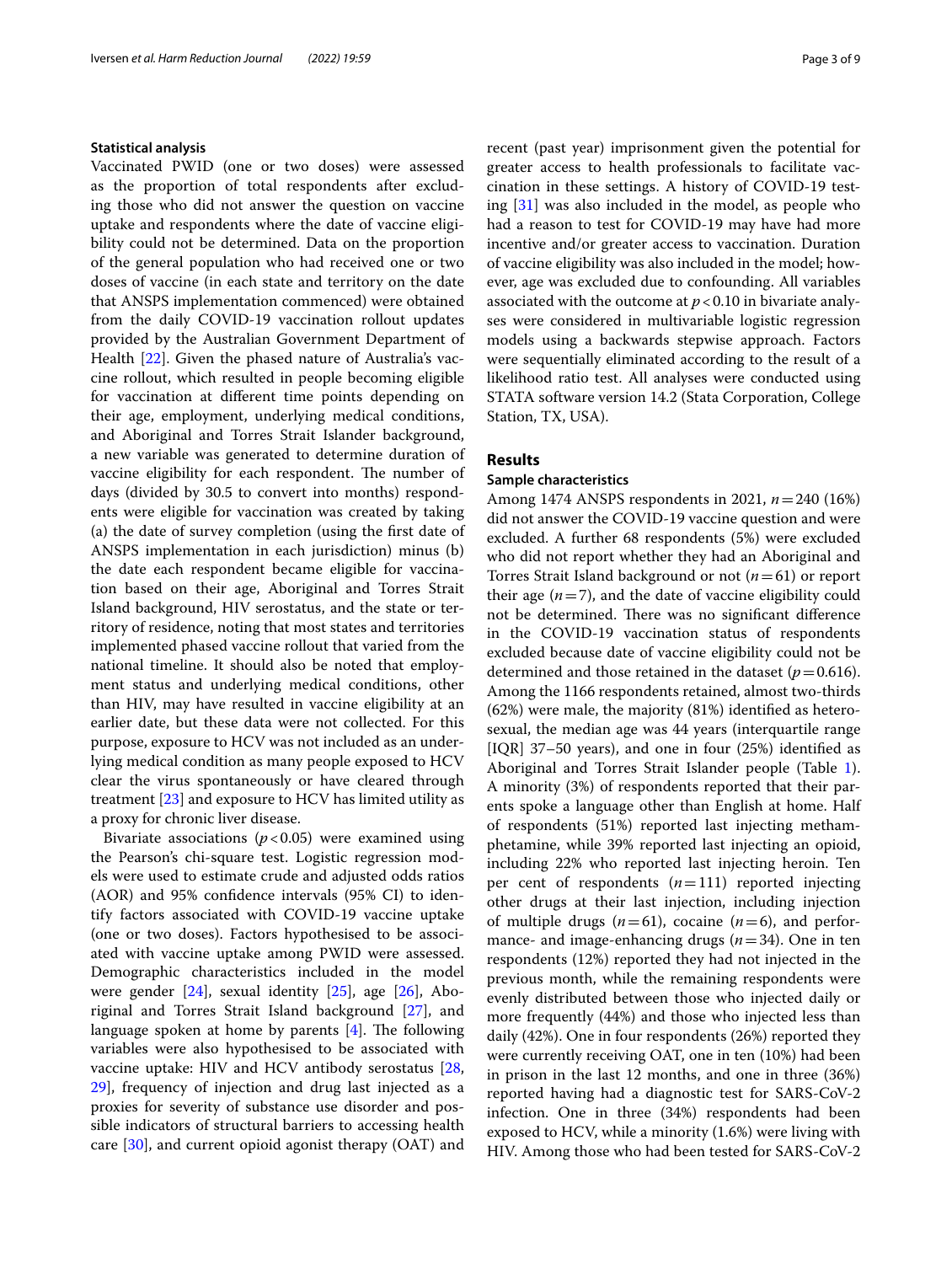### Statistical analysis

Vaccinated PWID (one or two doses) were assessed as the proportion of total respondents after excluding those who did not answer the question on vaccine uptake and respondents where the date of vaccine eligibility could not be determined. Data on the proportion of the general population who had received one or two doses of vaccine (in each state and territory on the date that ANSPS implementation commenced) were obtained from the daily COVID-19 vaccination rollout updates provided by the Australian Government Department of Health [22]. Given the phased nature of Australia's vaccine rollout, which resulted in people becoming eligible for vaccination at different time points depending on their age, employment, underlying medical conditions, and Aboriginal and Torres Strait Islander background, a new variable was generated to determine duration of vaccine eligibility for each respondent. The number of days (divided by 30.5 to convert into months) respondents were eligible for vaccination was created by taking (a) the date of survey completion (using the first date of ANSPS implementation in each jurisdiction) minus (b) the date each respondent became eligible for vaccination based on their age, Aboriginal and Torres Strait Island background, HIV serostatus, and the state or territory of residence, noting that most states and territories implemented phased vaccine rollout that varied from the national timeline. It should also be noted that employment status and underlying medical conditions, other than HIV, may have resulted in vaccine eligibility at an earlier date, but these data were not collected. For this purpose, exposure to HCV was not included as an underlying medical condition as many people exposed to HCV clear the virus spontaneously or have cleared through treatment [23] and exposure to HCV has limited utility as a proxy for chronic liver disease.

Bivariate associations ($p<0.05$) were examined using the Pearson's chi-square test. Logistic regression models were used to estimate crude and adjusted odds ratios (AOR) and 95% confidence intervals (95% CI) to identify factors associated with COVID-19 vaccine uptake (one or two doses). Factors hypothesised to be associated with vaccine uptake among PWID were assessed. Demographic characteristics included in the model were gender [24], sexual identity [25], age [26], Aboriginal and Torres Strait Island background [27], and language spoken at home by parents [4]. The following variables were also hypothesised to be associated with vaccine uptake: HIV and HCV antibody serostatus [28, 29], frequency of injection and drug last injected as a proxies for severity of substance use disorder and possible indicators of structural barriers to accessing health care [30], and current opioid agonist therapy (OAT) and recent (past year) imprisonment given the potential for greater access to health professionals to facilitate vaccination in these settings. A history of COVID-19 testing [31] was also included in the model, as people who had a reason to test for COVID-19 may have had more incentive and/or greater access to vaccination. Duration of vaccine eligibility was also included in the model; however, age was excluded due to confounding. All variables associated with the outcome at $p<0.10$ in bivariate analyses were considered in multivariable logistic regression models using a backwards stepwise approach. Factors were sequentially eliminated according to the result of a likelihood ratio test. All analyses were conducted using STATA software version 14.2 (Stata Corporation, College Station, TX, USA).

## Results

### Sample characteristics

Among 1474 ANSPS respondents in 2021, $n=240$ (16%) did not answer the COVID-19 vaccine question and were excluded. A further 68 respondents (5%) were excluded who did not report whether they had an Aboriginal and Torres Strait Island background or not ($n=61$) or report their age ($n=7$), and the date of vaccine eligibility could not be determined. There was no significant difference in the COVID-19 vaccination status of respondents excluded because date of vaccine eligibility could not be determined and those retained in the dataset ($p=0.616$). Among the 1166 respondents retained, almost two-thirds (62%) were male, the majority (81%) identified as heterosexual, the median age was 44 years (interquartile range [IQR] 37–50 years), and one in four (25%) identified as Aboriginal and Torres Strait Islander people (Table 1). A minority (3%) of respondents reported that their parents spoke a language other than English at home. Half of respondents (51%) reported last injecting methamphetamine, while 39% reported last injecting an opioid, including 22% who reported last injecting heroin. Ten per cent of respondents ($n=111$) reported injecting other drugs at their last injection, including injection of multiple drugs ($n=61$), cocaine ($n=6$), and performance- and image-enhancing drugs ($n=34$). One in ten respondents (12%) reported they had not injected in the previous month, while the remaining respondents were evenly distributed between those who injected daily or more frequently (44%) and those who injected less than daily (42%). One in four respondents (26%) reported they were currently receiving OAT, one in ten (10%) had been in prison in the last 12 months, and one in three (36%) reported having had a diagnostic test for SARS-CoV-2 infection. One in three (34%) respondents had been exposed to HCV, while a minority (1.6%) were living with HIV. Among those who had been tested for SARS-CoV-2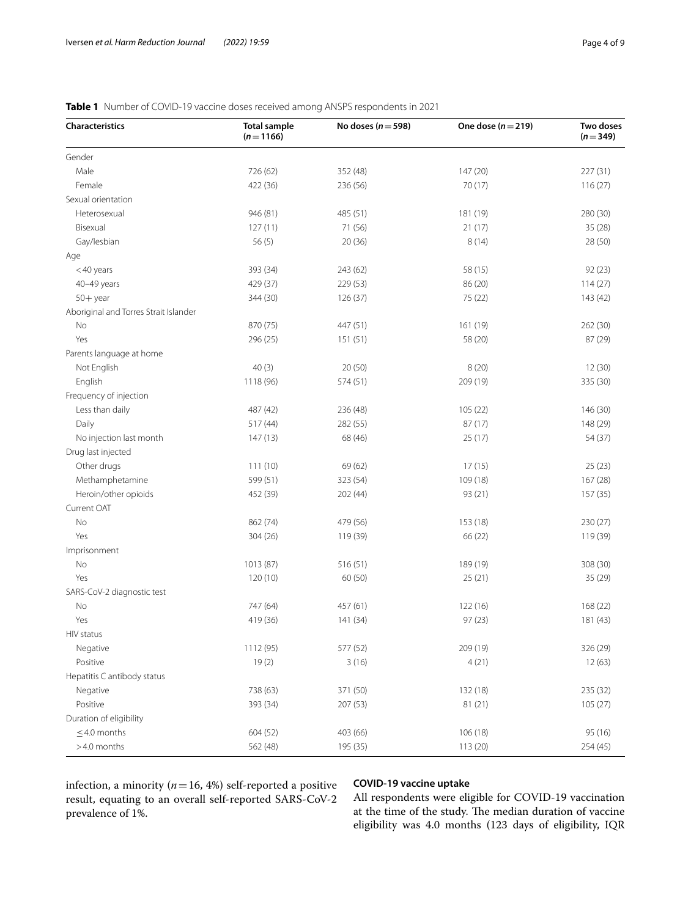**Table 1** Number of COVID-19 vaccine doses received among ANSPS respondents in 2021

| Characteristics | Total sample ($n=1166$) | No doses ($n=598$) | One dose ($n=219$) | Two doses ($n=349$) |
|---|---|---|---|---|
| Gender | | | | |
| Male | 726 (62) | 352 (48) | 147 (20) | 227 (31) |
| Female | 422 (36) | 236 (56) | 70 (17) | 116 (27) |
| Sexual orientation | | | | |
| Heterosexual | 946 (81) | 485 (51) | 181 (19) | 280 (30) |
| Bisexual | 127 (11) | 71 (56) | 21 (17) | 35 (28) |
| Gay/lesbian | 56 (5) | 20 (36) | 8 (14) | 28 (50) |
| Age | | | | |
| <40 years | 393 (34) | 243 (62) | 58 (15) | 92 (23) |
| 40–49 years | 429 (37) | 229 (53) | 86 (20) | 114 (27) |
| 50+ year | 344 (30) | 126 (37) | 75 (22) | 143 (42) |
| Aboriginal and Torres Strait Islander | | | | |
| No | 870 (75) | 447 (51) | 161 (19) | 262 (30) |
| Yes | 296 (25) | 151 (51) | 58 (20) | 87 (29) |
| Parents language at home | | | | |
| Not English | 40 (3) | 20 (50) | 8 (20) | 12 (30) |
| English | 1118 (96) | 574 (51) | 209 (19) | 335 (30) |
| Frequency of injection | | | | |
| Less than daily | 487 (42) | 236 (48) | 105 (22) | 146 (30) |
| Daily | 517 (44) | 282 (55) | 87 (17) | 148 (29) |
| No injection last month | 147 (13) | 68 (46) | 25 (17) | 54 (37) |
| Drug last injected | | | | |
| Other drugs | 111 (10) | 69 (62) | 17 (15) | 25 (23) |
| Methamphetamine | 599 (51) | 323 (54) | 109 (18) | 167 (28) |
| Heroin/other opioids | 452 (39) | 202 (44) | 93 (21) | 157 (35) |
| Current OAT | | | | |
| No | 862 (74) | 479 (56) | 153 (18) | 230 (27) |
| Yes | 304 (26) | 119 (39) | 66 (22) | 119 (39) |
| Imprisonment | | | | |
| No | 1013 (87) | 516 (51) | 189 (19) | 308 (30) |
| Yes | 120 (10) | 60 (50) | 25 (21) | 35 (29) |
| SARS-CoV-2 diagnostic test | | | | |
| No | 747 (64) | 457 (61) | 122 (16) | 168 (22) |
| Yes | 419 (36) | 141 (34) | 97 (23) | 181 (43) |
| HIV status | | | | |
| Negative | 1112 (95) | 577 (52) | 209 (19) | 326 (29) |
| Positive | 19 (2) | 3 (16) | 4 (21) | 12 (63) |
| Hepatitis C antibody status | | | | |
| Negative | 738 (63) | 371 (50) | 132 (18) | 235 (32) |
| Positive | 393 (34) | 207 (53) | 81 (21) | 105 (27) |
| Duration of eligibility | | | | |
| ≤4.0 months | 604 (52) | 403 (66) | 106 (18) | 95 (16) |
| >4.0 months | 562 (48) | 195 (35) | 113 (20) | 254 (45) |

infection, a minority ($n=16$, 4%) self-reported a positive result, equating to an overall self-reported SARS-CoV-2 prevalence of 1%.

### COVID-19 vaccine uptake

All respondents were eligible for COVID-19 vaccination at the time of the study. The median duration of vaccine eligibility was 4.0 months (123 days of eligibility, IQR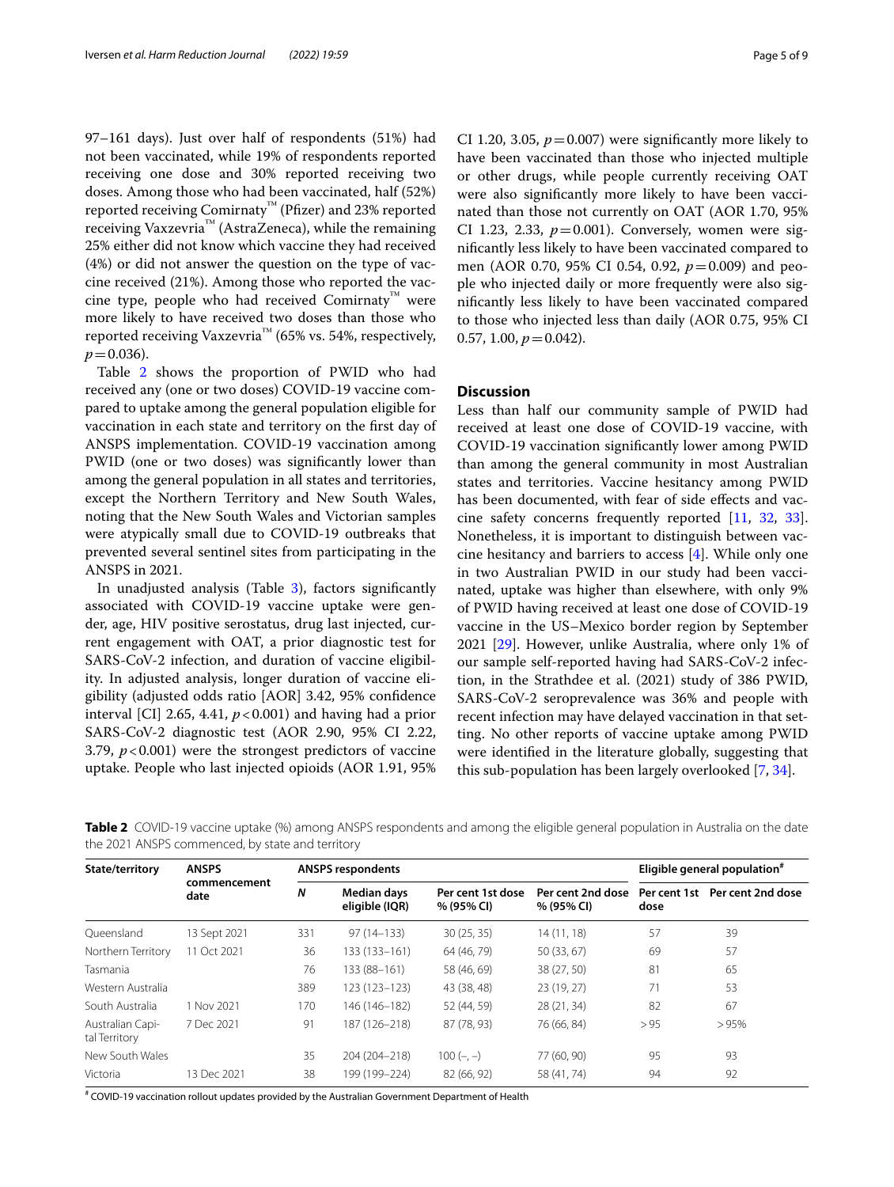97–161 days). Just over half of respondents (51%) had not been vaccinated, while 19% of respondents reported receiving one dose and 30% reported receiving two doses. Among those who had been vaccinated, half (52%) reported receiving Comirnaty™ (Pfizer) and 23% reported receiving Vaxzevria™ (AstraZeneca), while the remaining 25% either did not know which vaccine they had received (4%) or did not answer the question on the type of vaccine received (21%). Among those who reported the vaccine type, people who had received Comirnaty™ were more likely to have received two doses than those who reported receiving Vaxzevria™ (65% vs. 54%, respectively, $p=0.036$).

Table 2 shows the proportion of PWID who had received any (one or two doses) COVID-19 vaccine compared to uptake among the general population eligible for vaccination in each state and territory on the first day of ANSPS implementation. COVID-19 vaccination among PWID (one or two doses) was significantly lower than among the general population in all states and territories, except the Northern Territory and New South Wales, noting that the New South Wales and Victorian samples were atypically small due to COVID-19 outbreaks that prevented several sentinel sites from participating in the ANSPS in 2021.

In unadjusted analysis (Table 3), factors significantly associated with COVID-19 vaccine uptake were gender, age, HIV positive serostatus, drug last injected, current engagement with OAT, a prior diagnostic test for SARS-CoV-2 infection, and duration of vaccine eligibility. In adjusted analysis, longer duration of vaccine eligibility (adjusted odds ratio [AOR] 3.42, 95% confidence interval [CI] 2.65, 4.41, $p<0.001$) and having had a prior SARS-CoV-2 diagnostic test (AOR 2.90, 95% CI 2.22, 3.79, $p<0.001$) were the strongest predictors of vaccine uptake. People who last injected opioids (AOR 1.91, 95% CI 1.20, 3.05, $p=0.007$) were significantly more likely to have been vaccinated than those who injected multiple or other drugs, while people currently receiving OAT were also significantly more likely to have been vaccinated than those not currently on OAT (AOR 1.70, 95% CI 1.23, 2.33, $p=0.001$). Conversely, women were significantly less likely to have been vaccinated compared to men (AOR 0.70, 95% CI 0.54, 0.92, $p=0.009$) and people who injected daily or more frequently were also significantly less likely to have been vaccinated compared to those who injected less than daily (AOR 0.75, 95% CI 0.57, 1.00, $p=0.042$).

## Discussion

Less than half our community sample of PWID had received at least one dose of COVID-19 vaccine, with COVID-19 vaccination significantly lower among PWID than among the general community in most Australian states and territories. Vaccine hesitancy among PWID has been documented, with fear of side effects and vaccine safety concerns frequently reported [11, 32, 33]. Nonetheless, it is important to distinguish between vaccine hesitancy and barriers to access [4]. While only one in two Australian PWID in our study had been vaccinated, uptake was higher than elsewhere, with only 9% of PWID having received at least one dose of COVID-19 vaccine in the US–Mexico border region by September 2021 [29]. However, unlike Australia, where only 1% of our sample self-reported having had SARS-CoV-2 infection, in the Strathdee et al. (2021) study of 386 PWID, SARS-CoV-2 seroprevalence was 36% and people with recent infection may have delayed vaccination in that setting. No other reports of vaccine uptake among PWID were identified in the literature globally, suggesting that this sub-population has been largely overlooked [7, 34].

**Table 2** COVID-19 vaccine uptake (%) among ANSPS respondents and among the eligible general population in Australia on the date the 2021 ANSPS commenced, by state and territory

| State/territory | ANSPS commencement date | ANSPS respondents | | | | Eligible general population# | |
|---|---|---|---|---|---|---|---|
| | | N | Median days eligible (IQR) | Per cent 1st dose % (95% CI) | Per cent 2nd dose % (95% CI) | Per cent 1st dose | Per cent 2nd dose |
| Queensland | 13 Sept 2021 | 331 | 97 (14–133) | 30 (25, 35) | 14 (11, 18) | 57 | 39 |
| Northern Territory | 11 Oct 2021 | 36 | 133 (133–161) | 64 (46, 79) | 50 (33, 67) | 69 | 57 |
| Tasmania | | 76 | 133 (88–161) | 58 (46, 69) | 38 (27, 50) | 81 | 65 |
| Western Australia | | 389 | 123 (123–123) | 43 (38, 48) | 23 (19, 27) | 71 | 53 |
| South Australia | 1 Nov 2021 | 170 | 146 (146–182) | 52 (44, 59) | 28 (21, 34) | 82 | 67 |
| Australian Capital Territory | 7 Dec 2021 | 91 | 187 (126–218) | 87 (78, 93) | 76 (66, 84) | >95 | >95% |
| New South Wales | | 35 | 204 (204–218) | 100 (–, –) | 77 (60, 90) | 95 | 93 |
| Victoria | 13 Dec 2021 | 38 | 199 (199–224) | 82 (66, 92) | 58 (41, 74) | 94 | 92 |

# COVID-19 vaccination rollout updates provided by the Australian Government Department of Health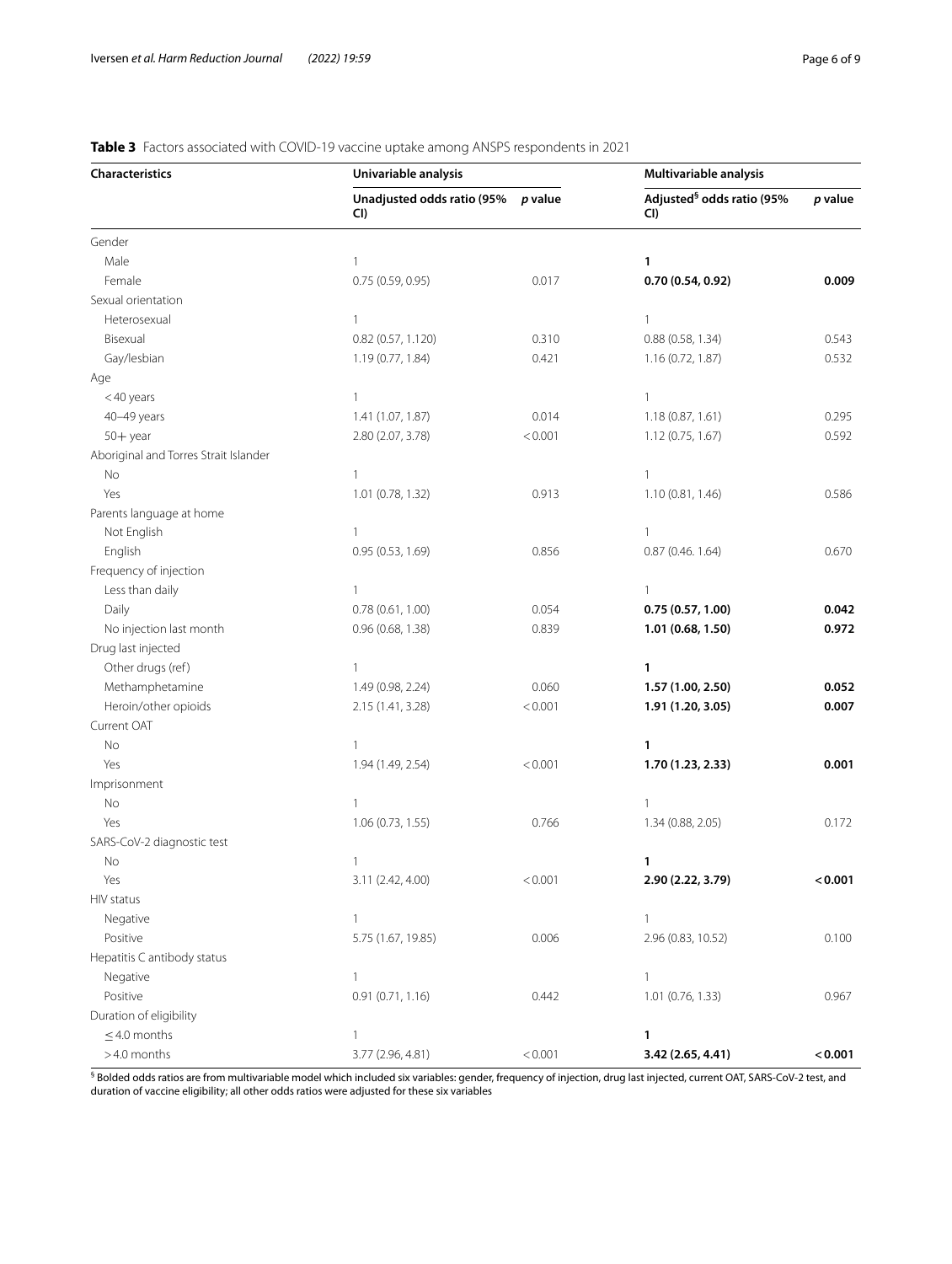**Table 3** Factors associated with COVID-19 vaccine uptake among ANSPS respondents in 2021

| Characteristics | Univariable analysis | | Multivariable analysis | |
|---|---|---|---|---|
| | Unadjusted odds ratio (95% CI) | *p* value | Adjusted[§] odds ratio (95% CI) | *p* value |
| Gender | | | | |
| Male | 1 | | **1** | |
| Female | 0.75 (0.59, 0.95) | 0.017 | **0.70 (0.54, 0.92)** | **0.009** |
| Sexual orientation | | | | |
| Heterosexual | 1 | | 1 | |
| Bisexual | 0.82 (0.57, 1.120) | 0.310 | 0.88 (0.58, 1.34) | 0.543 |
| Gay/lesbian | 1.19 (0.77, 1.84) | 0.421 | 1.16 (0.72, 1.87) | 0.532 |
| Age | | | | |
| < 40 years | 1 | | 1 | |
| 40–49 years | 1.41 (1.07, 1.87) | 0.014 | 1.18 (0.87, 1.61) | 0.295 |
| 50+ year | 2.80 (2.07, 3.78) | < 0.001 | 1.12 (0.75, 1.67) | 0.592 |
| Aboriginal and Torres Strait Islander | | | | |
| No | 1 | | 1 | |
| Yes | 1.01 (0.78, 1.32) | 0.913 | 1.10 (0.81, 1.46) | 0.586 |
| Parents language at home | | | | |
| Not English | 1 | | 1 | |
| English | 0.95 (0.53, 1.69) | 0.856 | 0.87 (0.46. 1.64) | 0.670 |
| Frequency of injection | | | | |
| Less than daily | 1 | | 1 | |
| Daily | 0.78 (0.61, 1.00) | 0.054 | **0.75 (0.57, 1.00)** | **0.042** |
| No injection last month | 0.96 (0.68, 1.38) | 0.839 | **1.01 (0.68, 1.50)** | **0.972** |
| Drug last injected | | | | |
| Other drugs (ref) | 1 | | **1** | |
| Methamphetamine | 1.49 (0.98, 2.24) | 0.060 | **1.57 (1.00, 2.50)** | **0.052** |
| Heroin/other opioids | 2.15 (1.41, 3.28) | < 0.001 | **1.91 (1.20, 3.05)** | **0.007** |
| Current OAT | | | | |
| No | 1 | | **1** | |
| Yes | 1.94 (1.49, 2.54) | < 0.001 | **1.70 (1.23, 2.33)** | **0.001** |
| Imprisonment | | | | |
| No | 1 | | 1 | |
| Yes | 1.06 (0.73, 1.55) | 0.766 | 1.34 (0.88, 2.05) | 0.172 |
| SARS-CoV-2 diagnostic test | | | | |
| No | 1 | | **1** | |
| Yes | 3.11 (2.42, 4.00) | < 0.001 | **2.90 (2.22, 3.79)** | **< 0.001** |
| HIV status | | | | |
| Negative | 1 | | 1 | |
| Positive | 5.75 (1.67, 19.85) | 0.006 | 2.96 (0.83, 10.52) | 0.100 |
| Hepatitis C antibody status | | | | |
| Negative | 1 | | 1 | |
| Positive | 0.91 (0.71, 1.16) | 0.442 | 1.01 (0.76, 1.33) | 0.967 |
| Duration of eligibility | | | | |
| ≤ 4.0 months | 1 | | **1** | |
| > 4.0 months | 3.77 (2.96, 4.81) | < 0.001 | **3.42 (2.65, 4.41)** | **< 0.001** |

[§] Bolded odds ratios are from multivariable model which included six variables: gender, frequency of injection, drug last injected, current OAT, SARS-CoV-2 test, and duration of vaccine eligibility; all other odds ratios were adjusted for these six variables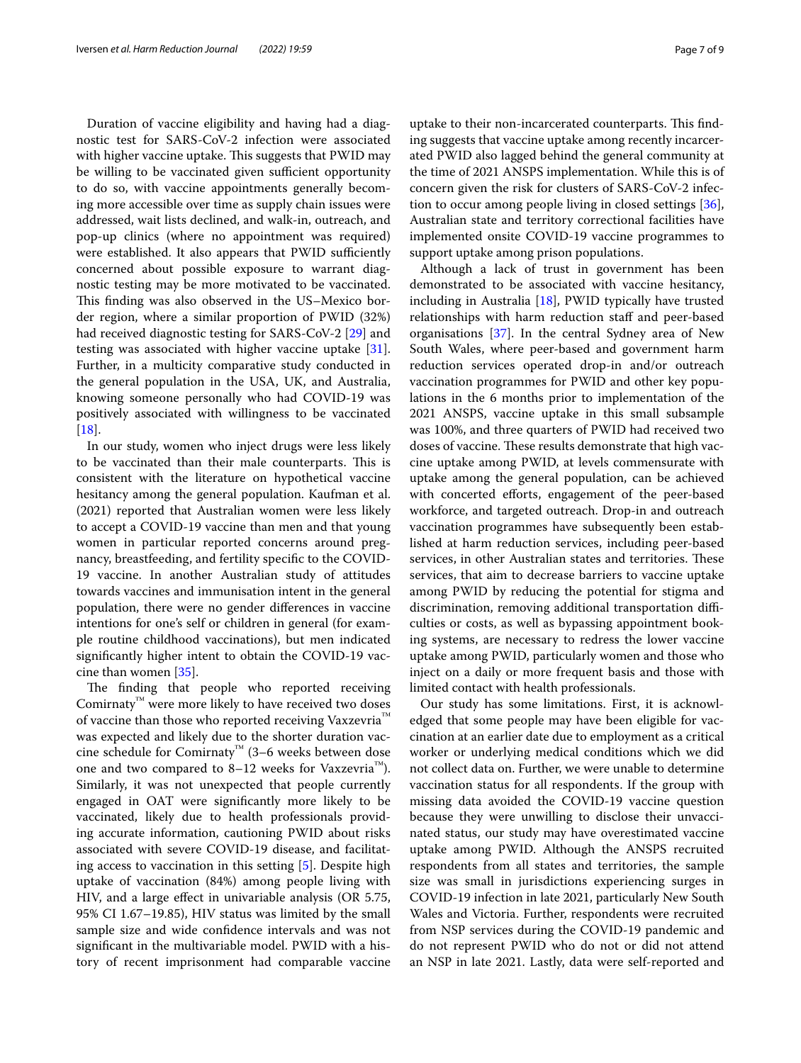Duration of vaccine eligibility and having had a diagnostic test for SARS-CoV-2 infection were associated with higher vaccine uptake. This suggests that PWID may be willing to be vaccinated given sufficient opportunity to do so, with vaccine appointments generally becoming more accessible over time as supply chain issues were addressed, wait lists declined, and walk-in, outreach, and pop-up clinics (where no appointment was required) were established. It also appears that PWID sufficiently concerned about possible exposure to warrant diagnostic testing may be more motivated to be vaccinated. This finding was also observed in the US–Mexico border region, where a similar proportion of PWID (32%) had received diagnostic testing for SARS-CoV-2 [29] and testing was associated with higher vaccine uptake [31]. Further, in a multicity comparative study conducted in the general population in the USA, UK, and Australia, knowing someone personally who had COVID-19 was positively associated with willingness to be vaccinated [18].

In our study, women who inject drugs were less likely to be vaccinated than their male counterparts. This is consistent with the literature on hypothetical vaccine hesitancy among the general population. Kaufman et al. (2021) reported that Australian women were less likely to accept a COVID-19 vaccine than men and that young women in particular reported concerns around pregnancy, breastfeeding, and fertility specific to the COVID-19 vaccine. In another Australian study of attitudes towards vaccines and immunisation intent in the general population, there were no gender differences in vaccine intentions for one's self or children in general (for example routine childhood vaccinations), but men indicated significantly higher intent to obtain the COVID-19 vaccine than women [35].

The finding that people who reported receiving Comirnaty™ were more likely to have received two doses of vaccine than those who reported receiving Vaxzevria™ was expected and likely due to the shorter duration vaccine schedule for Comirnaty™ (3–6 weeks between dose one and two compared to 8–12 weeks for Vaxzevria™). Similarly, it was not unexpected that people currently engaged in OAT were significantly more likely to be vaccinated, likely due to health professionals providing accurate information, cautioning PWID about risks associated with severe COVID-19 disease, and facilitating access to vaccination in this setting [5]. Despite high uptake of vaccination (84%) among people living with HIV, and a large effect in univariable analysis (OR 5.75, 95% CI 1.67–19.85), HIV status was limited by the small sample size and wide confidence intervals and was not significant in the multivariable model. PWID with a history of recent imprisonment had comparable vaccine uptake to their non-incarcerated counterparts. This finding suggests that vaccine uptake among recently incarcerated PWID also lagged behind the general community at the time of 2021 ANSPS implementation. While this is of concern given the risk for clusters of SARS-CoV-2 infection to occur among people living in closed settings [36], Australian state and territory correctional facilities have implemented onsite COVID-19 vaccine programmes to support uptake among prison populations.

Although a lack of trust in government has been demonstrated to be associated with vaccine hesitancy, including in Australia [18], PWID typically have trusted relationships with harm reduction staff and peer-based organisations [37]. In the central Sydney area of New South Wales, where peer-based and government harm reduction services operated drop-in and/or outreach vaccination programmes for PWID and other key populations in the 6 months prior to implementation of the 2021 ANSPS, vaccine uptake in this small subsample was 100%, and three quarters of PWID had received two doses of vaccine. These results demonstrate that high vaccine uptake among PWID, at levels commensurate with uptake among the general population, can be achieved with concerted efforts, engagement of the peer-based workforce, and targeted outreach. Drop-in and outreach vaccination programmes have subsequently been established at harm reduction services, including peer-based services, in other Australian states and territories. These services, that aim to decrease barriers to vaccine uptake among PWID by reducing the potential for stigma and discrimination, removing additional transportation difficulties or costs, as well as bypassing appointment booking systems, are necessary to redress the lower vaccine uptake among PWID, particularly women and those who inject on a daily or more frequent basis and those with limited contact with health professionals.

Our study has some limitations. First, it is acknowledged that some people may have been eligible for vaccination at an earlier date due to employment as a critical worker or underlying medical conditions which we did not collect data on. Further, we were unable to determine vaccination status for all respondents. If the group with missing data avoided the COVID-19 vaccine question because they were unwilling to disclose their unvaccinated status, our study may have overestimated vaccine uptake among PWID. Although the ANSPS recruited respondents from all states and territories, the sample size was small in jurisdictions experiencing surges in COVID-19 infection in late 2021, particularly New South Wales and Victoria. Further, respondents were recruited from NSP services during the COVID-19 pandemic and do not represent PWID who do not or did not attend an NSP in late 2021. Lastly, data were self-reported and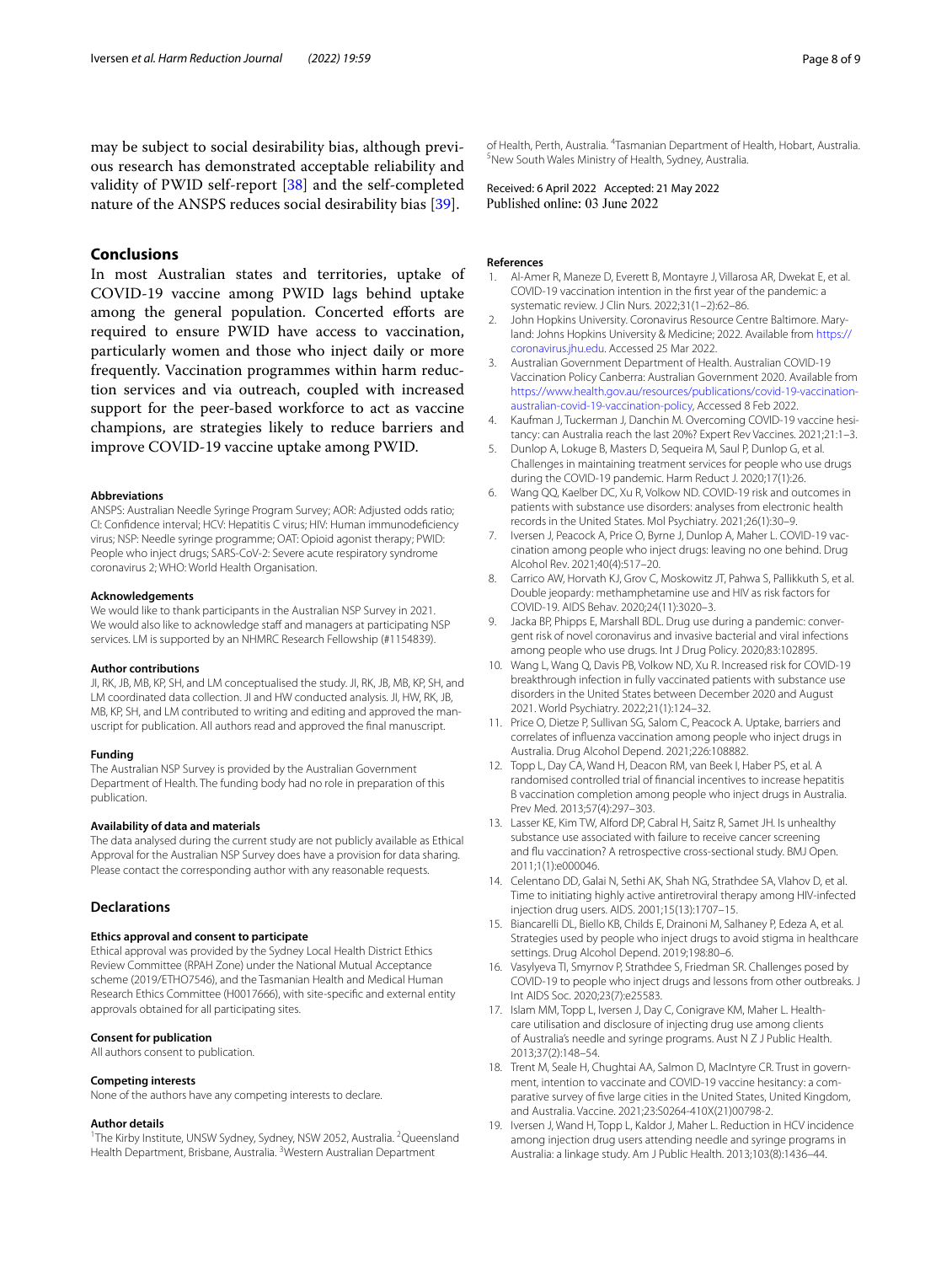may be subject to social desirability bias, although previous research has demonstrated acceptable reliability and validity of PWID self-report [38] and the self-completed nature of the ANSPS reduces social desirability bias [39].

## Conclusions

In most Australian states and territories, uptake of COVID-19 vaccine among PWID lags behind uptake among the general population. Concerted efforts are required to ensure PWID have access to vaccination, particularly women and those who inject daily or more frequently. Vaccination programmes within harm reduction services and via outreach, coupled with increased support for the peer-based workforce to act as vaccine champions, are strategies likely to reduce barriers and improve COVID-19 vaccine uptake among PWID.

#### Abbreviations

ANSPS: Australian Needle Syringe Program Survey; AOR: Adjusted odds ratio; CI: Confidence interval; HCV: Hepatitis C virus; HIV: Human immunodeficiency virus; NSP: Needle syringe programme; OAT: Opioid agonist therapy; PWID: People who inject drugs; SARS-CoV-2: Severe acute respiratory syndrome coronavirus 2; WHO: World Health Organisation.

#### Acknowledgements

We would like to thank participants in the Australian NSP Survey in 2021. We would also like to acknowledge staff and managers at participating NSP services. LM is supported by an NHMRC Research Fellowship (#1154839).

#### Author contributions

JI, RK, JB, MB, KP, SH, and LM conceptualised the study. JI, RK, JB, MB, KP, SH, and LM coordinated data collection. JI and HW conducted analysis. JI, HW, RK, JB, MB, KP, SH, and LM contributed to writing and editing and approved the manuscript for publication. All authors read and approved the final manuscript.

#### Funding

The Australian NSP Survey is provided by the Australian Government Department of Health. The funding body had no role in preparation of this publication.

#### Availability of data and materials

The data analysed during the current study are not publicly available as Ethical Approval for the Australian NSP Survey does have a provision for data sharing. Please contact the corresponding author with any reasonable requests.

### Declarations

#### Ethics approval and consent to participate

Ethical approval was provided by the Sydney Local Health District Ethics Review Committee (RPAH Zone) under the National Mutual Acceptance scheme (2019/ETH07546), and the Tasmanian Health and Medical Human Research Ethics Committee (H0017666), with site-specific and external entity approvals obtained for all participating sites.

#### Consent for publication

All authors consent to publication.

#### Competing interests

None of the authors have any competing interests to declare.

#### Author details

[1]The Kirby Institute, UNSW Sydney, Sydney, NSW 2052, Australia. [2]Queensland Health Department, Brisbane, Australia. [3]Western Australian Department of Health, Perth, Australia. [4]Tasmanian Department of Health, Hobart, Australia. [5]New South Wales Ministry of Health, Sydney, Australia.

Received: 6 April 2022 Accepted: 21 May 2022
Published online: 03 June 2022

#### References

1. Al-Amer R, Maneze D, Everett B, Montayre J, Villarosa AR, Dwekat E, et al. COVID-19 vaccination intention in the first year of the pandemic: a systematic review. J Clin Nurs. 2022;31(1–2):62–86.
2. John Hopkins University. Coronavirus Resource Centre Baltimore. Maryland: Johns Hopkins University & Medicine; 2022. Available from https://coronavirus.jhu.edu. Accessed 25 Mar 2022.
3. Australian Government Department of Health. Australian COVID-19 Vaccination Policy Canberra: Australian Government 2020. Available from https://www.health.gov.au/resources/publications/covid-19-vaccination-australian-covid-19-vaccination-policy, Accessed 8 Feb 2022.
4. Kaufman J, Tuckerman J, Danchin M. Overcoming COVID-19 vaccine hesitancy: can Australia reach the last 20%? Expert Rev Vaccines. 2021;21:1–3.
5. Dunlop A, Lokuge B, Masters D, Sequeira M, Saul P, Dunlop G, et al. Challenges in maintaining treatment services for people who use drugs during the COVID-19 pandemic. Harm Reduct J. 2020;17(1):26.
6. Wang QQ, Kaelber DC, Xu R, Volkow ND. COVID-19 risk and outcomes in patients with substance use disorders: analyses from electronic health records in the United States. Mol Psychiatry. 2021;26(1):30–9.
7. Iversen J, Peacock A, Price O, Byrne J, Dunlop A, Maher L. COVID-19 vaccination among people who inject drugs: leaving no one behind. Drug Alcohol Rev. 2021;40(4):517–20.
8. Carrico AW, Horvath KJ, Grov C, Moskowitz JT, Pahwa S, Pallikkuth S, et al. Double jeopardy: methamphetamine use and HIV as risk factors for COVID-19. AIDS Behav. 2020;24(11):3020–3.
9. Jacka BP, Phipps E, Marshall BDL. Drug use during a pandemic: convergent risk of novel coronavirus and invasive bacterial and viral infections among people who use drugs. Int J Drug Policy. 2020;83:102895.
10. Wang L, Wang Q, Davis PB, Volkow ND, Xu R. Increased risk for COVID-19 breakthrough infection in fully vaccinated patients with substance use disorders in the United States between December 2020 and August 2021. World Psychiatry. 2022;21(1):124–32.
11. Price O, Dietze P, Sullivan SG, Salom C, Peacock A. Uptake, barriers and correlates of influenza vaccination among people who inject drugs in Australia. Drug Alcohol Depend. 2021;226:108882.
12. Topp L, Day CA, Wand H, Deacon RM, van Beek I, Haber PS, et al. A randomised controlled trial of financial incentives to increase hepatitis B vaccination completion among people who inject drugs in Australia. Prev Med. 2013;57(4):297–303.
13. Lasser KE, Kim TW, Alford DP, Cabral H, Saitz R, Samet JH. Is unhealthy substance use associated with failure to receive cancer screening and flu vaccination? A retrospective cross-sectional study. BMJ Open. 2011;1(1):e000046.
14. Celentano DD, Galai N, Sethi AK, Shah NG, Strathdee SA, Vlahov D, et al. Time to initiating highly active antiretroviral therapy among HIV-infected injection drug users. AIDS. 2001;15(13):1707–15.
15. Biancarelli DL, Biello KB, Childs E, Drainoni M, Salhaney P, Edeza A, et al. Strategies used by people who inject drugs to avoid stigma in healthcare settings. Drug Alcohol Depend. 2019;198:80–6.
16. Vasylyeva TI, Smyrnov P, Strathdee S, Friedman SR. Challenges posed by COVID-19 to people who inject drugs and lessons from other outbreaks. J Int AIDS Soc. 2020;23(7):e25583.
17. Islam MM, Topp L, Iversen J, Day C, Conigrave KM, Maher L. Healthcare utilisation and disclosure of injecting drug use among clients of Australia's needle and syringe programs. Aust N Z J Public Health. 2013;37(2):148–54.
18. Trent M, Seale H, Chughtai AA, Salmon D, MacIntyre CR. Trust in government, intention to vaccinate and COVID-19 vaccine hesitancy: a comparative survey of five large cities in the United States, United Kingdom, and Australia. Vaccine. 2021;23:S0264-410X(21)00798-2.
19. Iversen J, Wand H, Topp L, Kaldor J, Maher L. Reduction in HCV incidence among injection drug users attending needle and syringe programs in Australia: a linkage study. Am J Public Health. 2013;103(8):1436–44.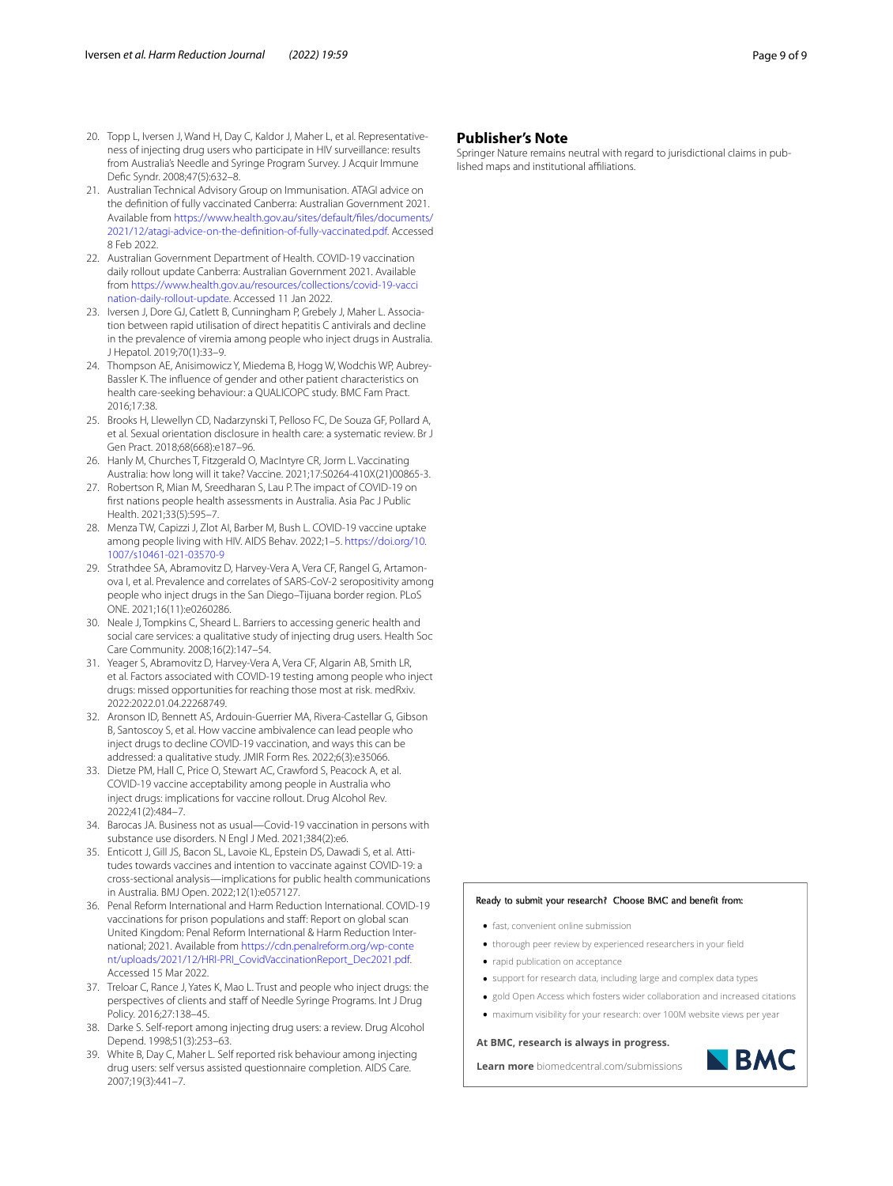20. Topp L, Iversen J, Wand H, Day C, Kaldor J, Maher L, et al. Representativeness of injecting drug users who participate in HIV surveillance: results from Australia's Needle and Syringe Program Survey. J Acquir Immune Defic Syndr. 2008;47(5):632–8.
21. Australian Technical Advisory Group on Immunisation. ATAGI advice on the definition of fully vaccinated Canberra: Australian Government 2021. Available from https://www.health.gov.au/sites/default/files/documents/2021/12/atagi-advice-on-the-definition-of-fully-vaccinated.pdf. Accessed 8 Feb 2022.
22. Australian Government Department of Health. COVID-19 vaccination daily rollout update Canberra: Australian Government 2021. Available from https://www.health.gov.au/resources/collections/covid-19-vaccination-daily-rollout-update. Accessed 11 Jan 2022.
23. Iversen J, Dore GJ, Catlett B, Cunningham P, Grebely J, Maher L. Association between rapid utilisation of direct hepatitis C antivirals and decline in the prevalence of viremia among people who inject drugs in Australia. J Hepatol. 2019;70(1):33–9.
24. Thompson AE, Anisimowicz Y, Miedema B, Hogg W, Wodchis WP, Aubrey-Bassler K. The influence of gender and other patient characteristics on health care-seeking behaviour: a QUALICOPC study. BMC Fam Pract. 2016;17:38.
25. Brooks H, Llewellyn CD, Nadarzynski T, Pelloso FC, De Souza GF, Pollard A, et al. Sexual orientation disclosure in health care: a systematic review. Br J Gen Pract. 2018;68(668):e187–96.
26. Hanly M, Churches T, Fitzgerald O, MacIntyre CR, Jorm L. Vaccinating Australia: how long will it take? Vaccine. 2021;17:S0264-410X(21)00865-3.
27. Robertson R, Mian M, Sreedharan S, Lau P. The impact of COVID-19 on first nations people health assessments in Australia. Asia Pac J Public Health. 2021;33(5):595–7.
28. Menza TW, Capizzi J, Zlot AI, Barber M, Bush L. COVID-19 vaccine uptake among people living with HIV. AIDS Behav. 2022;1–5. https://doi.org/10.1007/s10461-021-03570-9
29. Strathdee SA, Abramovitz D, Harvey-Vera A, Vera CF, Rangel G, Artamonova I, et al. Prevalence and correlates of SARS-CoV-2 seropositivity among people who inject drugs in the San Diego–Tijuana border region. PLoS ONE. 2021;16(11):e0260286.
30. Neale J, Tompkins C, Sheard L. Barriers to accessing generic health and social care services: a qualitative study of injecting drug users. Health Soc Care Community. 2008;16(2):147–54.
31. Yeager S, Abramovitz D, Harvey-Vera A, Vera CF, Algarin AB, Smith LR, et al. Factors associated with COVID-19 testing among people who inject drugs: missed opportunities for reaching those most at risk. medRxiv. 2022:2022.01.04.22268749.
32. Aronson ID, Bennett AS, Ardouin-Guerrier MA, Rivera-Castellar G, Gibson B, Santoscoy S, et al. How vaccine ambivalence can lead people who inject drugs to decline COVID-19 vaccination, and ways this can be addressed: a qualitative study. JMIR Form Res. 2022;6(3):e35066.
33. Dietze PM, Hall C, Price O, Stewart AC, Crawford S, Peacock A, et al. COVID-19 vaccine acceptability among people in Australia who inject drugs: implications for vaccine rollout. Drug Alcohol Rev. 2022;41(2):484–7.
34. Barocas JA. Business not as usual—Covid-19 vaccination in persons with substance use disorders. N Engl J Med. 2021;384(2):e6.
35. Enticott J, Gill JS, Bacon SL, Lavoie KL, Epstein DS, Dawadi S, et al. Attitudes towards vaccines and intention to vaccinate against COVID-19: a cross-sectional analysis—implications for public health communications in Australia. BMJ Open. 2022;12(1):e057127.
36. Penal Reform International and Harm Reduction International. COVID-19 vaccinations for prison populations and staff: Report on global scan United Kingdom: Penal Reform International & Harm Reduction International; 2021. Available from https://cdn.penalreform.org/wp-content/uploads/2021/12/HRI-PRI_CovidVaccinationReport_Dec2021.pdf. Accessed 15 Mar 2022.
37. Treloar C, Rance J, Yates K, Mao L. Trust and people who inject drugs: the perspectives of clients and staff of Needle Syringe Programs. Int J Drug Policy. 2016;27:138–45.
38. Darke S. Self-report among injecting drug users: a review. Drug Alcohol Depend. 1998;51(3):253–63.
39. White B, Day C, Maher L. Self reported risk behaviour among injecting drug users: self versus assisted questionnaire completion. AIDS Care. 2007;19(3):441–7.

## Publisher's Note

Springer Nature remains neutral with regard to jurisdictional claims in published maps and institutional affiliations.

Ready to submit your research? Choose BMC and benefit from:

- fast, convenient online submission
- thorough peer review by experienced researchers in your field
- rapid publication on acceptance
- support for research data, including large and complex data types
- gold Open Access which fosters wider collaboration and increased citations
- maximum visibility for your research: over 100M website views per year

**At BMC, research is always in progress.**

**Learn more** biomedcentral.com/submissions

BMC